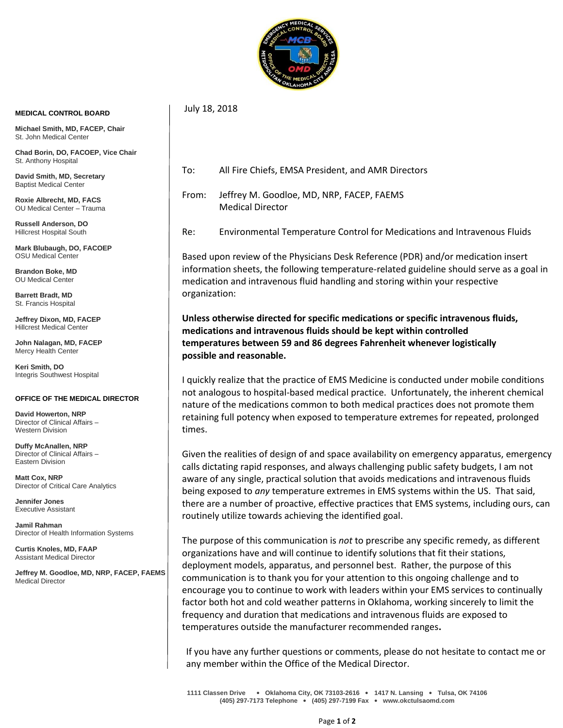**MEDICAL CONTROL BOARD**

**Michael Smith, MD, FACEP, Chair**
St. John Medical Center

**Chad Borin, DO, FACOEP, Vice Chair**
St. Anthony Hospital

**David Smith, MD, Secretary**
Baptist Medical Center

**Roxie Albrecht, MD, FACS**
OU Medical Center – Trauma

**Russell Anderson, DO**
Hillcrest Hospital South

**Mark Blubaugh, DO, FACOEP**
OSU Medical Center

**Brandon Boke, MD**
OU Medical Center

**Barrett Bradt, MD**
St. Francis Hospital

**Jeffrey Dixon, MD, FACEP**
Hillcrest Medical Center

**John Nalagan, MD, FACEP**
Mercy Health Center

**Keri Smith, DO**
Integris Southwest Hospital

**OFFICE OF THE MEDICAL DIRECTOR**

**David Howerton, NRP**
Director of Clinical Affairs – Western Division

**Duffy McAnallen, NRP**
Director of Clinical Affairs – Eastern Division

**Matt Cox, NRP**
Director of Critical Care Analytics

**Jennifer Jones**
Executive Assistant

**Jamil Rahman**
Director of Health Information Systems

**Curtis Knoles, MD, FAAP**
Assistant Medical Director

**Jeffrey M. Goodloe, MD, NRP, FACEP, FAEMS**
Medical Director

---

July 18, 2018

To: All Fire Chiefs, EMSA President, and AMR Directors

From: Jeffrey M. Goodloe, MD, NRP, FACEP, FAEMS
Medical Director

Re: Environmental Temperature Control for Medications and Intravenous Fluids

Based upon review of the Physicians Desk Reference (PDR) and/or medication insert information sheets, the following temperature-related guideline should serve as a goal in medication and intravenous fluid handling and storing within your respective organization:

**Unless otherwise directed for specific medications or specific intravenous fluids, medications and intravenous fluids should be kept within controlled temperatures between 59 and 86 degrees Fahrenheit whenever logistically possible and reasonable.**

I quickly realize that the practice of EMS Medicine is conducted under mobile conditions not analogous to hospital-based medical practice. Unfortunately, the inherent chemical nature of the medications common to both medical practices does not promote them retaining full potency when exposed to temperature extremes for repeated, prolonged times.

Given the realities of design of and space availability on emergency apparatus, emergency calls dictating rapid responses, and always challenging public safety budgets, I am not aware of any single, practical solution that avoids medications and intravenous fluids being exposed to *any* temperature extremes in EMS systems within the US. That said, there are a number of proactive, effective practices that EMS systems, including ours, can routinely utilize towards achieving the identified goal.

The purpose of this communication is *not* to prescribe any specific remedy, as different organizations have and will continue to identify solutions that fit their stations, deployment models, apparatus, and personnel best. Rather, the purpose of this communication is to thank you for your attention to this ongoing challenge and to encourage you to continue to work with leaders within your EMS services to continually factor both hot and cold weather patterns in Oklahoma, working sincerely to limit the frequency and duration that medications and intravenous fluids are exposed to temperatures outside the manufacturer recommended ranges**.**

If you have any further questions or comments, please do not hesitate to contact me or any member within the Office of the Medical Director.

1111 Classen Drive • Oklahoma City, OK 73103-2616 • 1417 N. Lansing • Tulsa, OK 74106
(405) 297-7173 Telephone • (405) 297-7199 Fax • www.okctulsaomd.com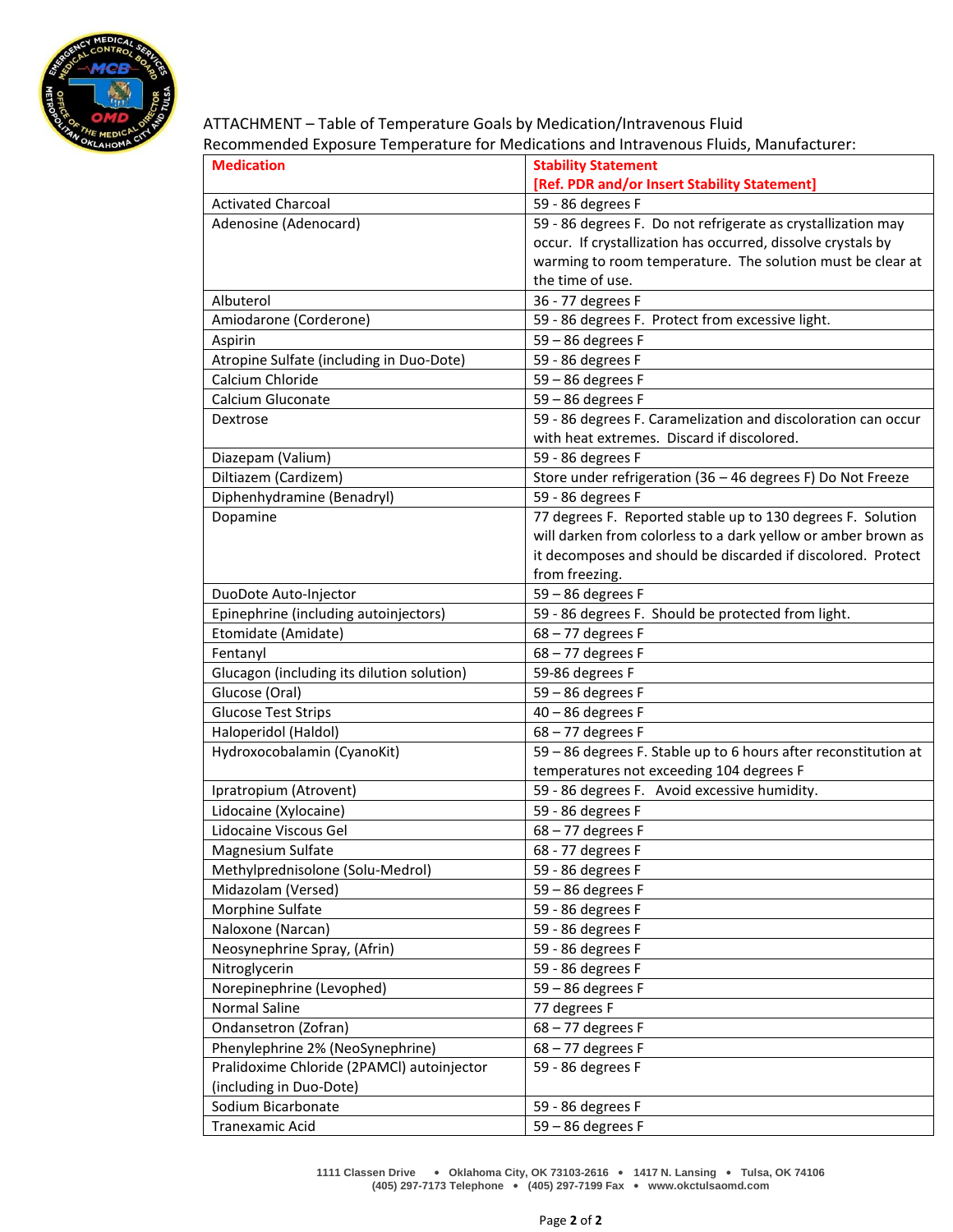ATTACHMENT – Table of Temperature Goals by Medication/Intravenous Fluid

Recommended Exposure Temperature for Medications and Intravenous Fluids, Manufacturer:

| **Medication** | **Stability Statement [Ref. PDR and/or Insert Stability Statement]** |
|---|---|
| Activated Charcoal | 59 - 86 degrees F |
| Adenosine (Adenocard) | 59 - 86 degrees F. Do not refrigerate as crystallization may occur. If crystallization has occurred, dissolve crystals by warming to room temperature. The solution must be clear at the time of use. |
| Albuterol | 36 - 77 degrees F |
| Amiodarone (Corderone) | 59 - 86 degrees F. Protect from excessive light. |
| Aspirin | 59 – 86 degrees F |
| Atropine Sulfate (including in Duo-Dote) | 59 - 86 degrees F |
| Calcium Chloride | 59 – 86 degrees F |
| Calcium Gluconate | 59 – 86 degrees F |
| Dextrose | 59 - 86 degrees F. Caramelization and discoloration can occur with heat extremes. Discard if discolored. |
| Diazepam (Valium) | 59 - 86 degrees F |
| Diltiazem (Cardizem) | Store under refrigeration (36 – 46 degrees F) Do Not Freeze |
| Diphenhydramine (Benadryl) | 59 - 86 degrees F |
| Dopamine | 77 degrees F. Reported stable up to 130 degrees F. Solution will darken from colorless to a dark yellow or amber brown as it decomposes and should be discarded if discolored. Protect from freezing. |
| DuoDote Auto-Injector | 59 – 86 degrees F |
| Epinephrine (including autoinjectors) | 59 - 86 degrees F. Should be protected from light. |
| Etomidate (Amidate) | 68 – 77 degrees F |
| Fentanyl | 68 – 77 degrees F |
| Glucagon (including its dilution solution) | 59-86 degrees F |
| Glucose (Oral) | 59 – 86 degrees F |
| Glucose Test Strips | 40 – 86 degrees F |
| Haloperidol (Haldol) | 68 – 77 degrees F |
| Hydroxocobalamin (CyanoKit) | 59 – 86 degrees F. Stable up to 6 hours after reconstitution at temperatures not exceeding 104 degrees F |
| Ipratropium (Atrovent) | 59 - 86 degrees F. Avoid excessive humidity. |
| Lidocaine (Xylocaine) | 59 - 86 degrees F |
| Lidocaine Viscous Gel | 68 – 77 degrees F |
| Magnesium Sulfate | 68 - 77 degrees F |
| Methylprednisolone (Solu-Medrol) | 59 - 86 degrees F |
| Midazolam (Versed) | 59 – 86 degrees F |
| Morphine Sulfate | 59 - 86 degrees F |
| Naloxone (Narcan) | 59 - 86 degrees F |
| Neosynephrine Spray, (Afrin) | 59 - 86 degrees F |
| Nitroglycerin | 59 - 86 degrees F |
| Norepinephrine (Levophed) | 59 – 86 degrees F |
| Normal Saline | 77 degrees F |
| Ondansetron (Zofran) | 68 – 77 degrees F |
| Phenylephrine 2% (NeoSynephrine) | 68 – 77 degrees F |
| Pralidoxime Chloride (2PAMCl) autoinjector (including in Duo-Dote) | 59 - 86 degrees F |
| Sodium Bicarbonate | 59 - 86 degrees F |
| Tranexamic Acid | 59 – 86 degrees F |

1111 Classen Drive • Oklahoma City, OK 73103-2616 • 1417 N. Lansing • Tulsa, OK 74106
(405) 297-7173 Telephone • (405) 297-7199 Fax • www.okctulsaomd.com